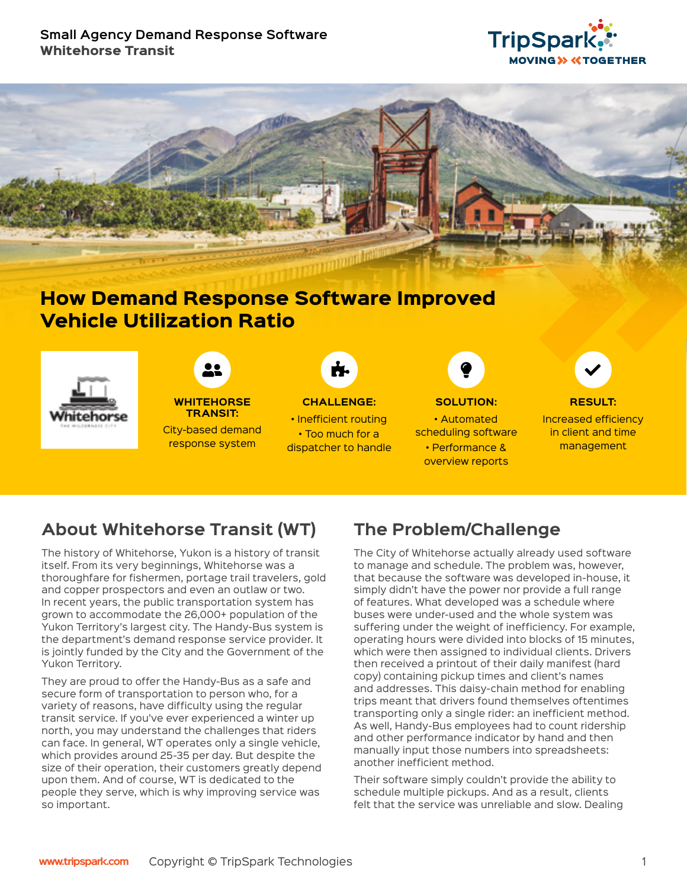Small Agency Demand Response Software
**Whitehorse Transit**

# How Demand Response Software Improved Vehicle Utilization Ratio

**WHITEHORSE TRANSIT:**
City-based demand response system

**CHALLENGE:**
- Inefficient routing
- Too much for a dispatcher to handle

**SOLUTION:**
- Automated scheduling software
- Performance & overview reports

**RESULT:**
Increased efficiency in client and time management

## About Whitehorse Transit (WT)

The history of Whitehorse, Yukon is a history of transit itself. From its very beginnings, Whitehorse was a thoroughfare for fishermen, portage trail travelers, gold and copper prospectors and even an outlaw or two. In recent years, the public transportation system has grown to accommodate the 26,000+ population of the Yukon Territory's largest city. The Handy-Bus system is the department's demand response service provider. It is jointly funded by the City and the Government of the Yukon Territory.

They are proud to offer the Handy-Bus as a safe and secure form of transportation to person who, for a variety of reasons, have difficulty using the regular transit service. If you've ever experienced a winter up north, you may understand the challenges that riders can face. In general, WT operates only a single vehicle, which provides around 25-35 per day. But despite the size of their operation, their customers greatly depend upon them. And of course, WT is dedicated to the people they serve, which is why improving service was so important.

## The Problem/Challenge

The City of Whitehorse actually already used software to manage and schedule. The problem was, however, that because the software was developed in-house, it simply didn't have the power nor provide a full range of features. What developed was a schedule where buses were under-used and the whole system was suffering under the weight of inefficiency. For example, operating hours were divided into blocks of 15 minutes, which were then assigned to individual clients. Drivers then received a printout of their daily manifest (hard copy) containing pickup times and client's names and addresses. This daisy-chain method for enabling trips meant that drivers found themselves oftentimes transporting only a single rider: an inefficient method. As well, Handy-Bus employees had to count ridership and other performance indicator by hand and then manually input those numbers into spreadsheets: another inefficient method.

Their software simply couldn't provide the ability to schedule multiple pickups. And as a result, clients felt that the service was unreliable and slow. Dealing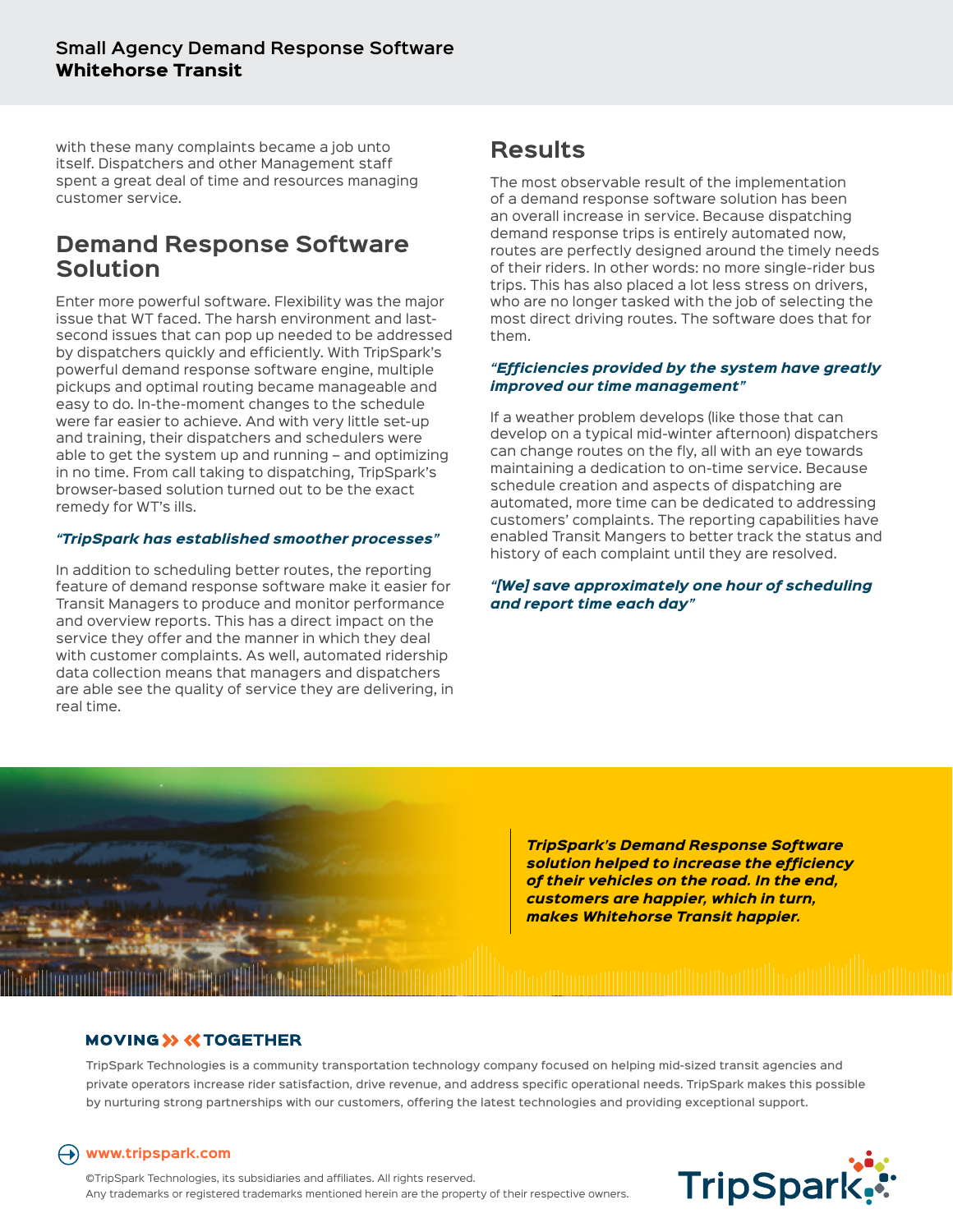with these many complaints became a job unto itself. Dispatchers and other Management staff spent a great deal of time and resources managing customer service.

## Demand Response Software Solution

Enter more powerful software. Flexibility was the major issue that WT faced. The harsh environment and last-second issues that can pop up needed to be addressed by dispatchers quickly and efficiently. With TripSpark's powerful demand response software engine, multiple pickups and optimal routing became manageable and easy to do. In-the-moment changes to the schedule were far easier to achieve. And with very little set-up and training, their dispatchers and schedulers were able to get the system up and running – and optimizing in no time. From call taking to dispatching, TripSpark's browser-based solution turned out to be the exact remedy for WT's ills.

***"TripSpark has established smoother processes"***

In addition to scheduling better routes, the reporting feature of demand response software make it easier for Transit Managers to produce and monitor performance and overview reports. This has a direct impact on the service they offer and the manner in which they deal with customer complaints. As well, automated ridership data collection means that managers and dispatchers are able see the quality of service they are delivering, in real time.

## Results

The most observable result of the implementation of a demand response software solution has been an overall increase in service. Because dispatching demand response trips is entirely automated now, routes are perfectly designed around the timely needs of their riders. In other words: no more single-rider bus trips. This has also placed a lot less stress on drivers, who are no longer tasked with the job of selecting the most direct driving routes. The software does that for them.

***"Efficiencies provided by the system have greatly improved our time management"***

If a weather problem develops (like those that can develop on a typical mid-winter afternoon) dispatchers can change routes on the fly, all with an eye towards maintaining a dedication to on-time service. Because schedule creation and aspects of dispatching are automated, more time can be dedicated to addressing customers' complaints. The reporting capabilities have enabled Transit Mangers to better track the status and history of each complaint until they are resolved.

***"[We] save approximately one hour of scheduling and report time each day"***

***TripSpark's Demand Response Software solution helped to increase the efficiency of their vehicles on the road. In the end, customers are happier, which in turn, makes Whitehorse Transit happier.***

**MOVING » « TOGETHER**

TripSpark Technologies is a community transportation technology company focused on helping mid-sized transit agencies and private operators increase rider satisfaction, drive revenue, and address specific operational needs. TripSpark makes this possible by nurturing strong partnerships with our customers, offering the latest technologies and providing exceptional support.

www.tripspark.com

©TripSpark Technologies, its subsidiaries and affiliates. All rights reserved.
Any trademarks or registered trademarks mentioned herein are the property of their respective owners.